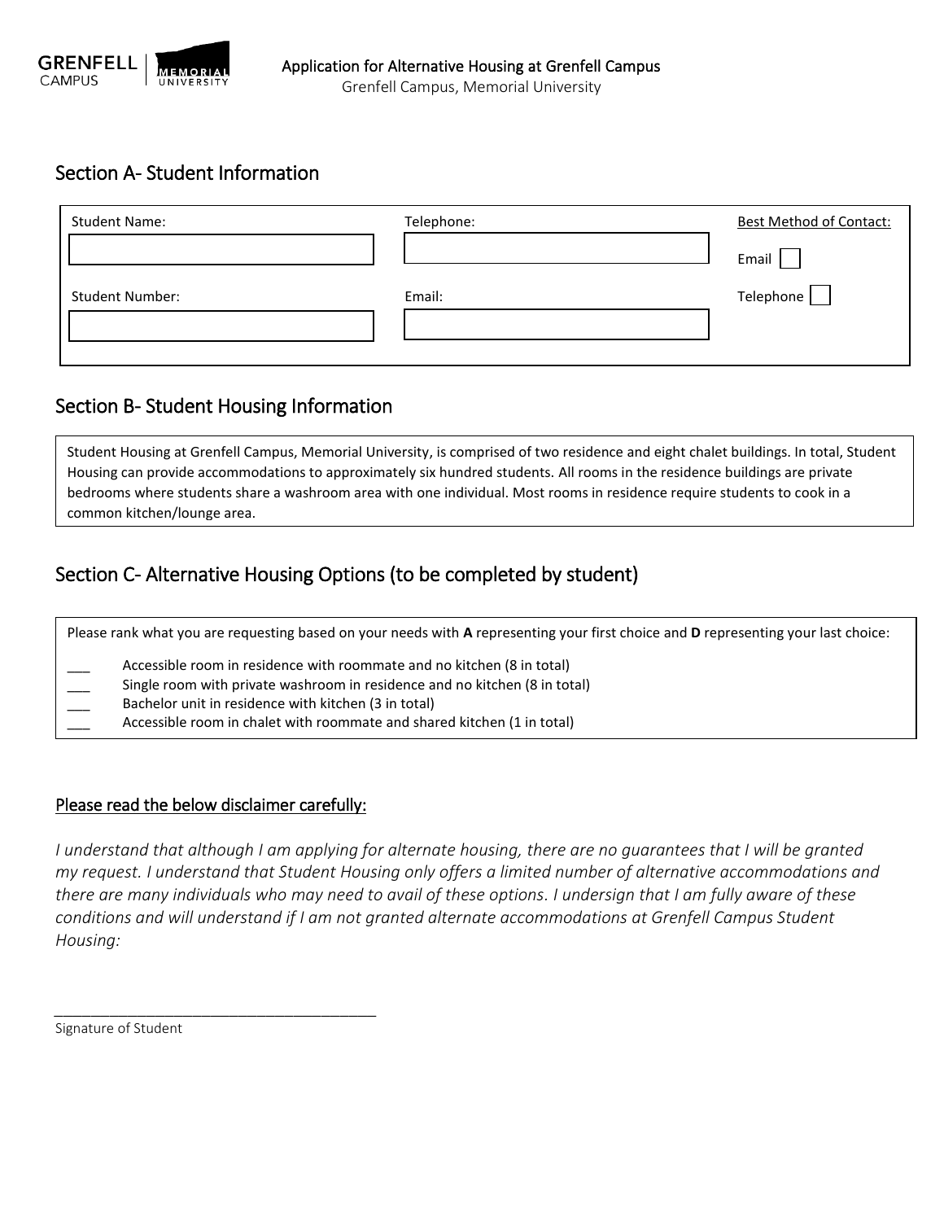Application for Alternative Housing at Grenfell Campus

Grenfell Campus, Memorial University

## Section A- Student Information

| Student Name: | Telephone: | Best Method of Contact: |
|---|---|---|
| | | Email ☐ |
| Student Number: | Email: | Telephone ☐ |
| | | |

## Section B- Student Housing Information

Student Housing at Grenfell Campus, Memorial University, is comprised of two residence and eight chalet buildings. In total, Student Housing can provide accommodations to approximately six hundred students. All rooms in the residence buildings are private bedrooms where students share a washroom area with one individual. Most rooms in residence require students to cook in a common kitchen/lounge area.

## Section C- Alternative Housing Options (to be completed by student)

Please rank what you are requesting based on your needs with **A** representing your first choice and **D** representing your last choice:

___ Accessible room in residence with roommate and no kitchen (8 in total)

___ Single room with private washroom in residence and no kitchen (8 in total)

___ Bachelor unit in residence with kitchen (3 in total)

___ Accessible room in chalet with roommate and shared kitchen (1 in total)

Please read the below disclaimer carefully:

*I understand that although I am applying for alternate housing, there are no guarantees that I will be granted my request. I understand that Student Housing only offers a limited number of alternative accommodations and there are many individuals who may need to avail of these options. I undersign that I am fully aware of these conditions and will understand if I am not granted alternate accommodations at Grenfell Campus Student Housing:*

________________________________________

Signature of Student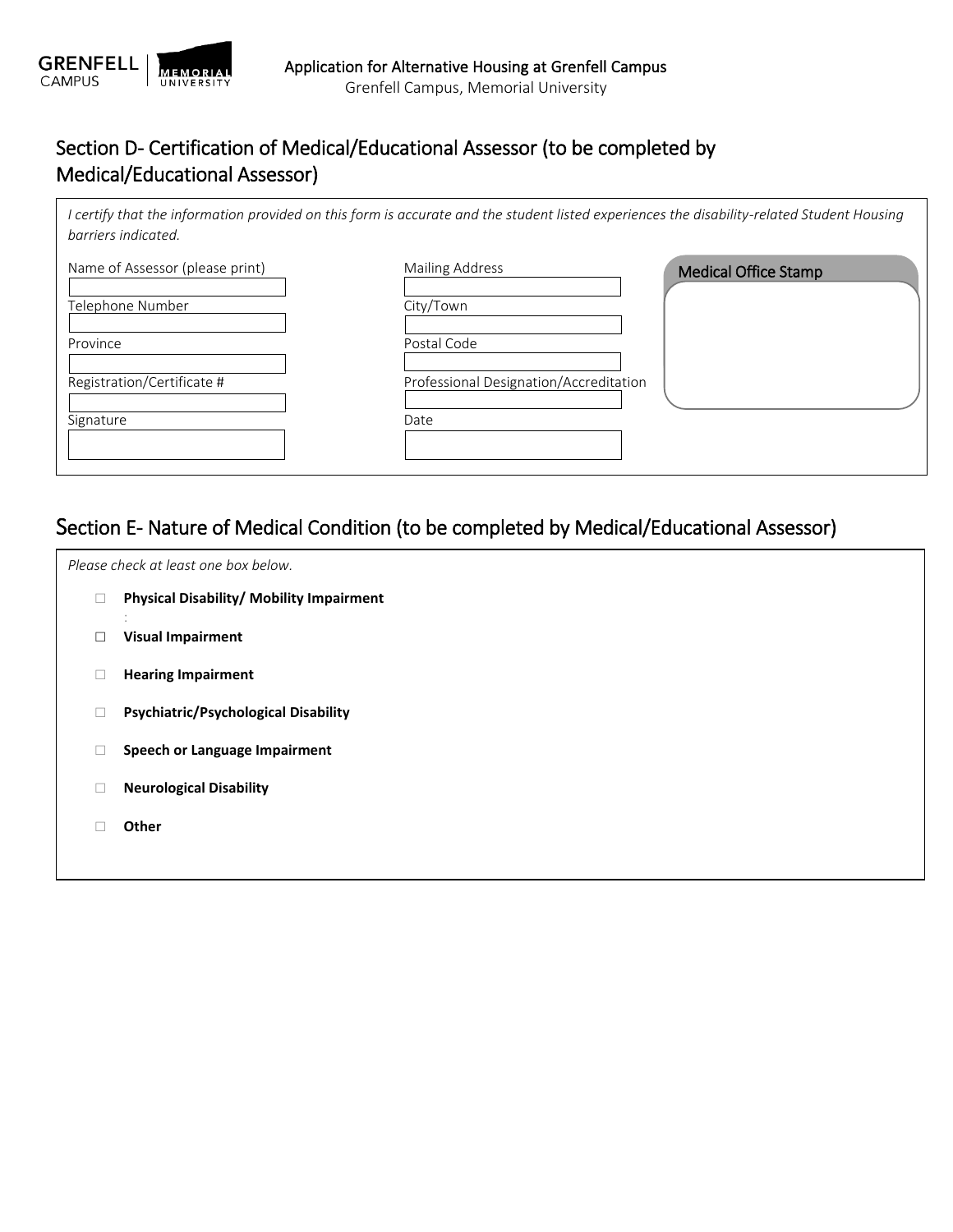## Section D- Certification of Medical/Educational Assessor (to be completed by Medical/Educational Assessor)

*I certify that the information provided on this form is accurate and the student listed experiences the disability-related Student Housing barriers indicated.*

| Name of Assessor (please print) | Mailing Address | Medical Office Stamp |
|---|---|---|
| | | |
| Telephone Number | City/Town | |
| | | |
| Province | Postal Code | |
| | | |
| Registration/Certificate # | Professional Designation/Accreditation | |
| | | |
| Signature | Date | |
| | | |

## Section E- Nature of Medical Condition (to be completed by Medical/Educational Assessor)

*Please check at least one box below.*

- ☐ **Physical Disability/ Mobility Impairment**
- ☐ **Visual Impairment**
- ☐ **Hearing Impairment**
- ☐ **Psychiatric/Psychological Disability**
- ☐ **Speech or Language Impairment**
- ☐ **Neurological Disability**
- ☐ **Other**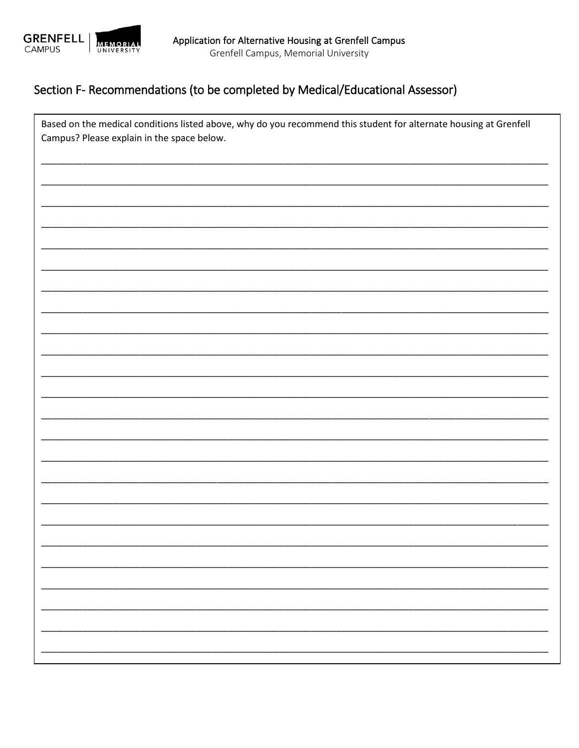## Section F- Recommendations (to be completed by Medical/Educational Assessor)

Based on the medical conditions listed above, why do you recommend this student for alternate housing at Grenfell Campus? Please explain in the space below.

___________________________________________________________________________________________

___________________________________________________________________________________________

___________________________________________________________________________________________

___________________________________________________________________________________________

___________________________________________________________________________________________

___________________________________________________________________________________________

___________________________________________________________________________________________

___________________________________________________________________________________________

___________________________________________________________________________________________

___________________________________________________________________________________________

___________________________________________________________________________________________

___________________________________________________________________________________________

___________________________________________________________________________________________

___________________________________________________________________________________________

___________________________________________________________________________________________

___________________________________________________________________________________________

___________________________________________________________________________________________

___________________________________________________________________________________________

___________________________________________________________________________________________

___________________________________________________________________________________________

___________________________________________________________________________________________

___________________________________________________________________________________________

___________________________________________________________________________________________

___________________________________________________________________________________________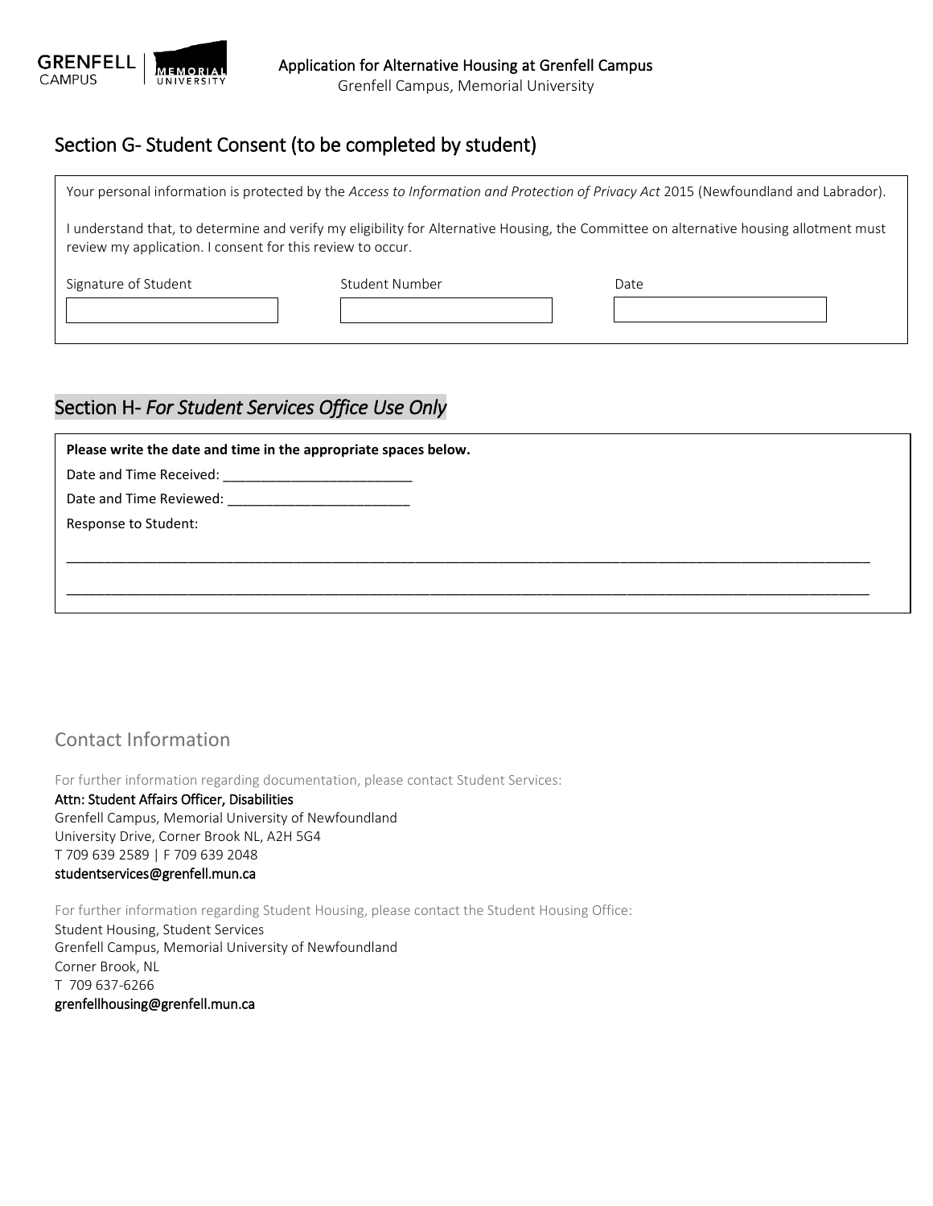## Section G- Student Consent (to be completed by student)

Your personal information is protected by the *Access to Information and Protection of Privacy Act* 2015 (Newfoundland and Labrador).

I understand that, to determine and verify my eligibility for Alternative Housing, the Committee on alternative housing allotment must review my application. I consent for this review to occur.

| Signature of Student | Student Number | Date |
|---|---|---|
| | | |

## Section H- *For Student Services Office Use Only*

**Please write the date and time in the appropriate spaces below.**

Date and Time Received: ________________________

Date and Time Reviewed: ________________________

Response to Student:

______________________________________________________________________________________________

______________________________________________________________________________________________

## Contact Information

For further information regarding documentation, please contact Student Services:

Attn: Student Affairs Officer, Disabilities
Grenfell Campus, Memorial University of Newfoundland
University Drive, Corner Brook NL, A2H 5G4
T 709 639 2589 | F 709 639 2048
studentservices@grenfell.mun.ca

For further information regarding Student Housing, please contact the Student Housing Office:

Student Housing, Student Services
Grenfell Campus, Memorial University of Newfoundland
Corner Brook, NL
T 709 637-6266
grenfellhousing@grenfell.mun.ca